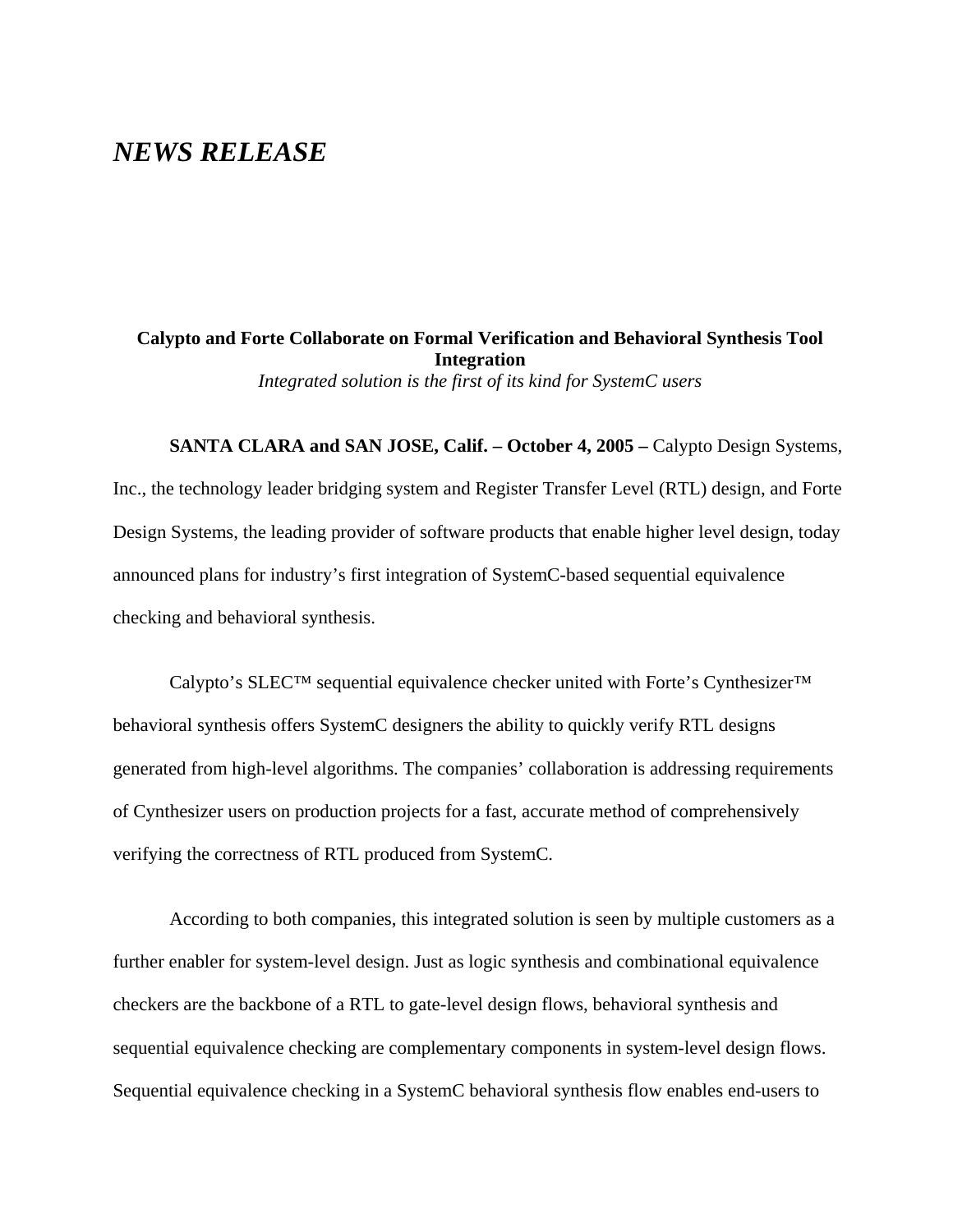# *NEWS RELEASE*

**Calypto and Forte Collaborate on Formal Verification and Behavioral Synthesis Tool Integration**

*Integrated solution is the first of its kind for SystemC users*

**SANTA CLARA and SAN JOSE, Calif. – October 4, 2005 –** Calypto Design Systems, Inc., the technology leader bridging system and Register Transfer Level (RTL) design, and Forte Design Systems, the leading provider of software products that enable higher level design, today announced plans for industry's first integration of SystemC-based sequential equivalence checking and behavioral synthesis.

Calypto's SLEC™ sequential equivalence checker united with Forte's Cynthesizer™ behavioral synthesis offers SystemC designers the ability to quickly verify RTL designs generated from high-level algorithms. The companies' collaboration is addressing requirements of Cynthesizer users on production projects for a fast, accurate method of comprehensively verifying the correctness of RTL produced from SystemC.

According to both companies, this integrated solution is seen by multiple customers as a further enabler for system-level design. Just as logic synthesis and combinational equivalence checkers are the backbone of a RTL to gate-level design flows, behavioral synthesis and sequential equivalence checking are complementary components in system-level design flows. Sequential equivalence checking in a SystemC behavioral synthesis flow enables end-users to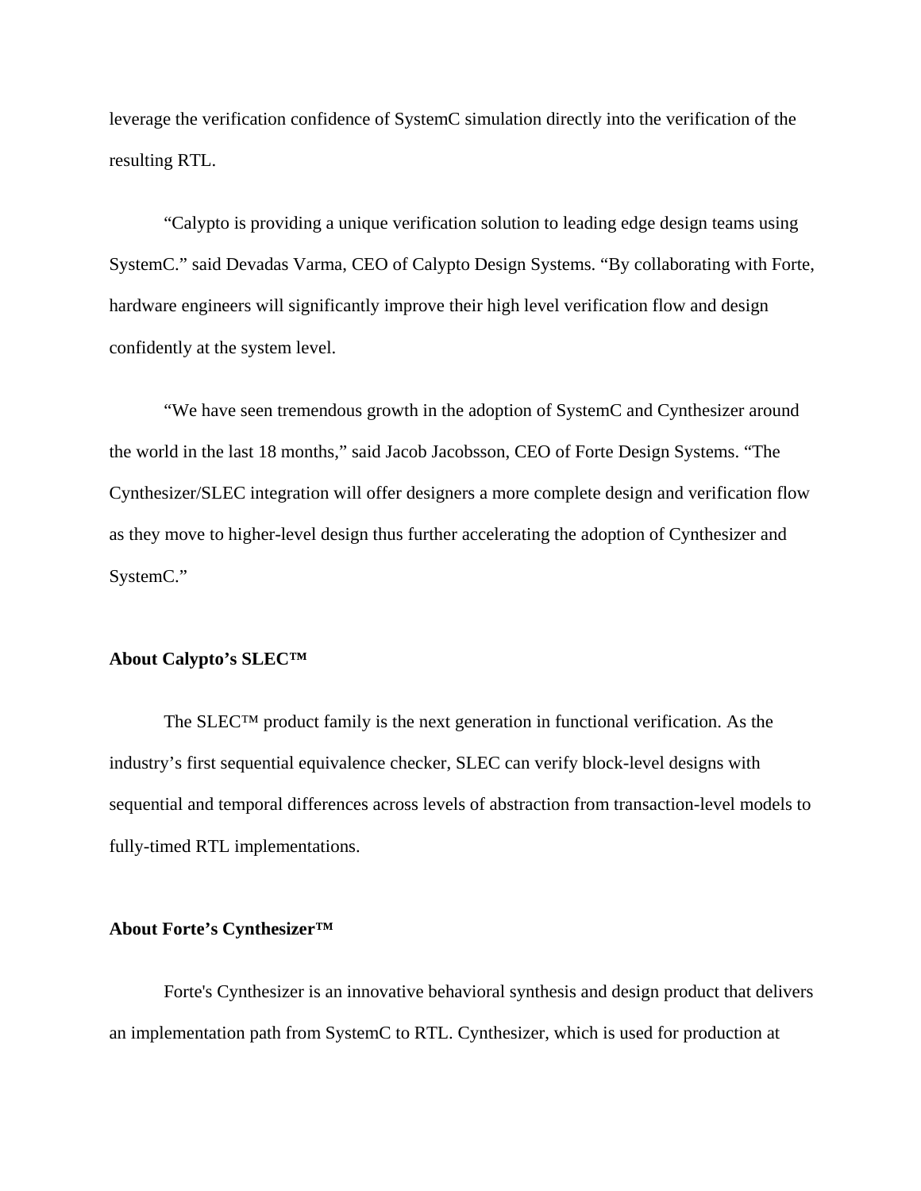leverage the verification confidence of SystemC simulation directly into the verification of the resulting RTL.

“Calypto is providing a unique verification solution to leading edge design teams using SystemC.” said Devadas Varma, CEO of Calypto Design Systems. “By collaborating with Forte, hardware engineers will significantly improve their high level verification flow and design confidently at the system level.

“We have seen tremendous growth in the adoption of SystemC and Cynthesizer around the world in the last 18 months,” said Jacob Jacobsson, CEO of Forte Design Systems. “The Cynthesizer/SLEC integration will offer designers a more complete design and verification flow as they move to higher-level design thus further accelerating the adoption of Cynthesizer and SystemC.”

**About Calypto’s SLEC™**

The SLEC™ product family is the next generation in functional verification. As the industry’s first sequential equivalence checker, SLEC can verify block-level designs with sequential and temporal differences across levels of abstraction from transaction-level models to fully-timed RTL implementations.

**About Forte’s Cynthesizer™**

Forte's Cynthesizer is an innovative behavioral synthesis and design product that delivers an implementation path from SystemC to RTL. Cynthesizer, which is used for production at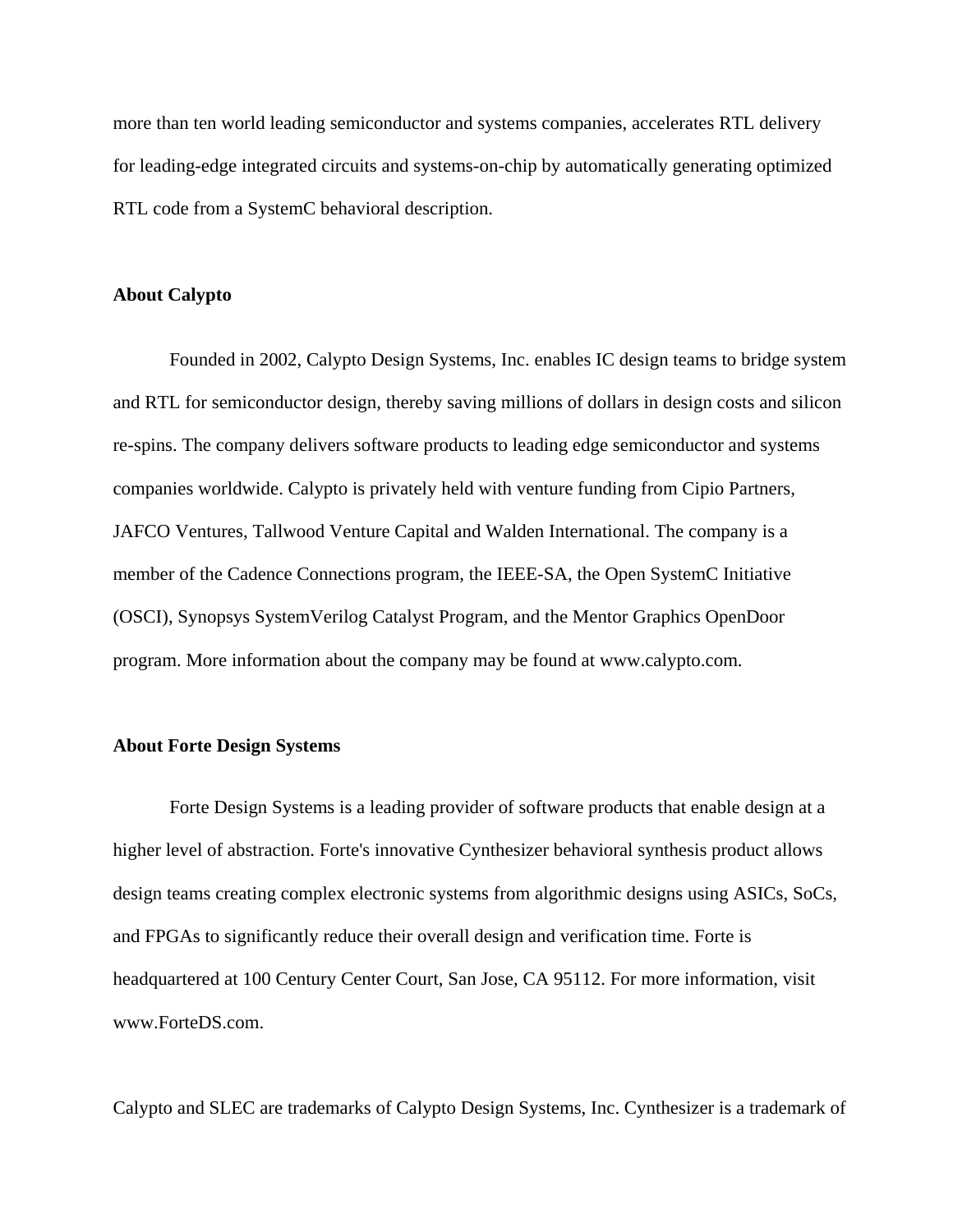more than ten world leading semiconductor and systems companies, accelerates RTL delivery for leading-edge integrated circuits and systems-on-chip by automatically generating optimized RTL code from a SystemC behavioral description.

**About Calypto**

Founded in 2002, Calypto Design Systems, Inc. enables IC design teams to bridge system and RTL for semiconductor design, thereby saving millions of dollars in design costs and silicon re-spins. The company delivers software products to leading edge semiconductor and systems companies worldwide. Calypto is privately held with venture funding from Cipio Partners, JAFCO Ventures, Tallwood Venture Capital and Walden International. The company is a member of the Cadence Connections program, the IEEE-SA, the Open SystemC Initiative (OSCI), Synopsys SystemVerilog Catalyst Program, and the Mentor Graphics OpenDoor program. More information about the company may be found at www.calypto.com.

**About Forte Design Systems**

Forte Design Systems is a leading provider of software products that enable design at a higher level of abstraction. Forte's innovative Cynthesizer behavioral synthesis product allows design teams creating complex electronic systems from algorithmic designs using ASICs, SoCs, and FPGAs to significantly reduce their overall design and verification time. Forte is headquartered at 100 Century Center Court, San Jose, CA 95112. For more information, visit www.ForteDS.com.

Calypto and SLEC are trademarks of Calypto Design Systems, Inc. Cynthesizer is a trademark of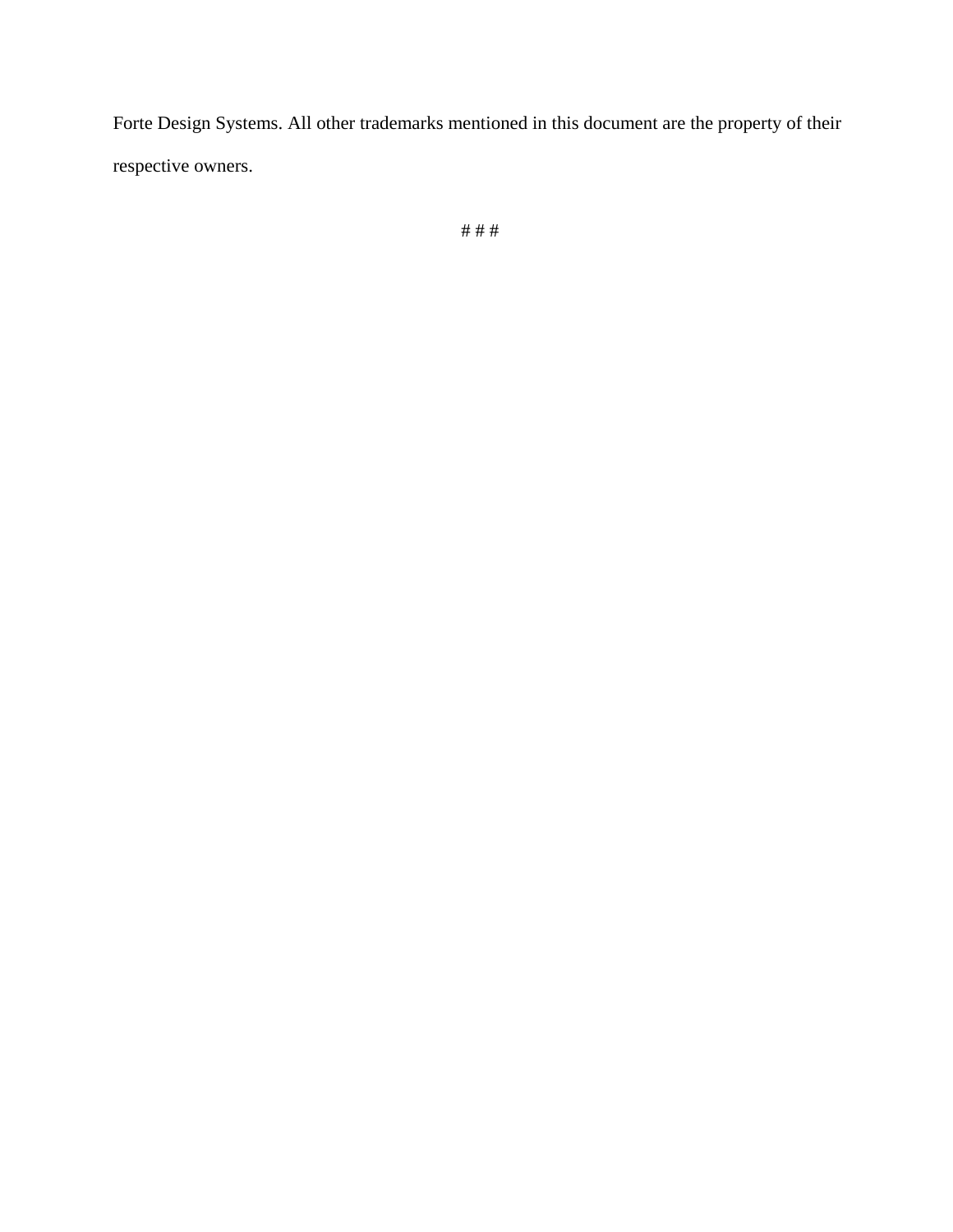Forte Design Systems. All other trademarks mentioned in this document are the property of their respective owners.

# # #